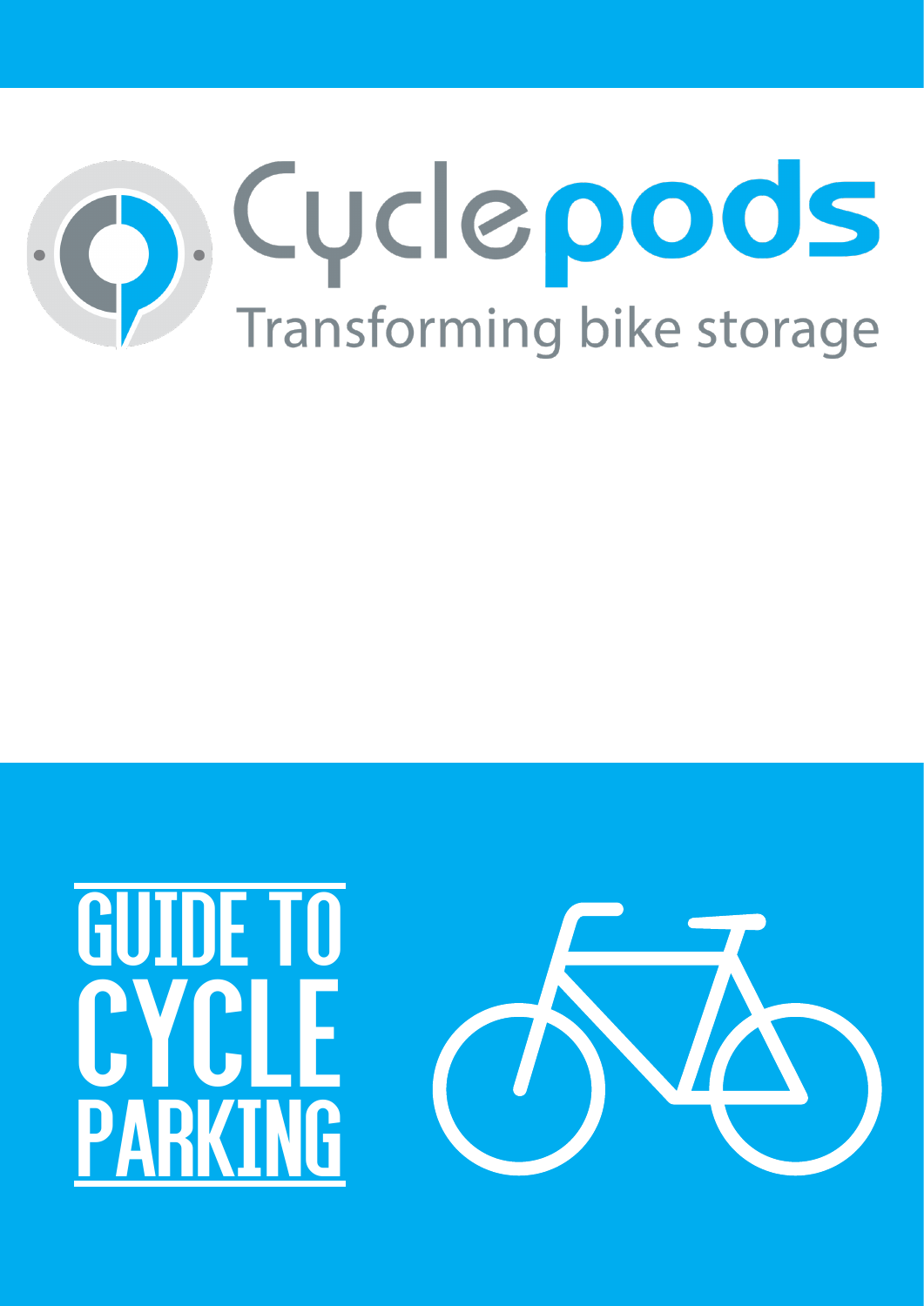Cyclepods

Transforming bike storage

# GUIDE TO CYCLE PARKING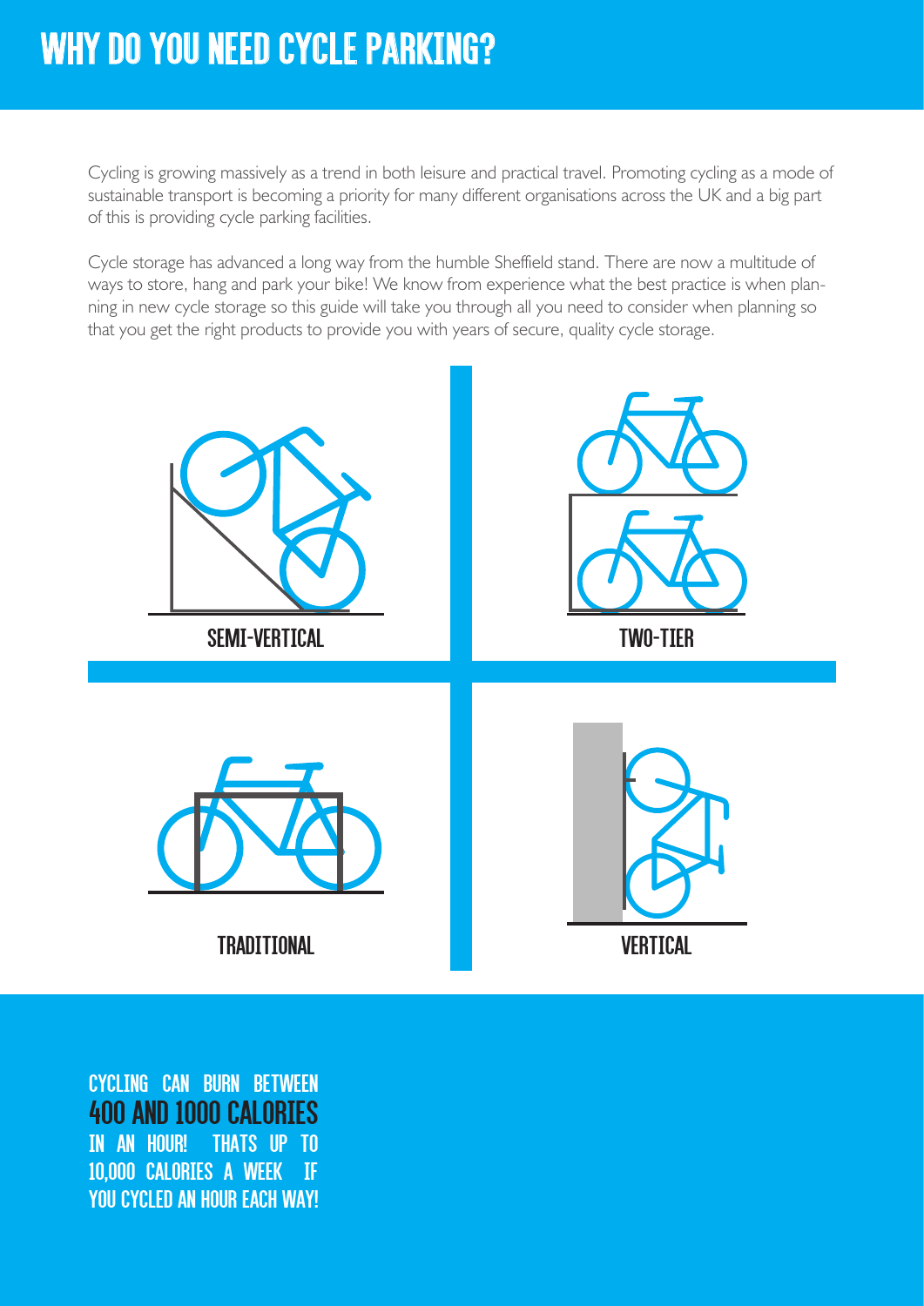# WHY DO YOU NEED CYCLE PARKING?

Cycling is growing massively as a trend in both leisure and practical travel. Promoting cycling as a mode of sustainable transport is becoming a priority for many different organisations across the UK and a big part of this is providing cycle parking facilities.

Cycle storage has advanced a long way from the humble Sheffield stand. There are now a multitude of ways to store, hang and park your bike! We know from experience what the best practice is when planning in new cycle storage so this guide will take you through all you need to consider when planning so that you get the right products to provide you with years of secure, quality cycle storage.

SEMI-VERTICAL

TWO-TIER

TRADITIONAL

VERTICAL

**CYCLING CAN BURN BETWEEN 400 AND 1000 CALORIES IN AN HOUR! THATS UP TO 10,000 CALORIES A WEEK IF YOU CYCLED AN HOUR EACH WAY!**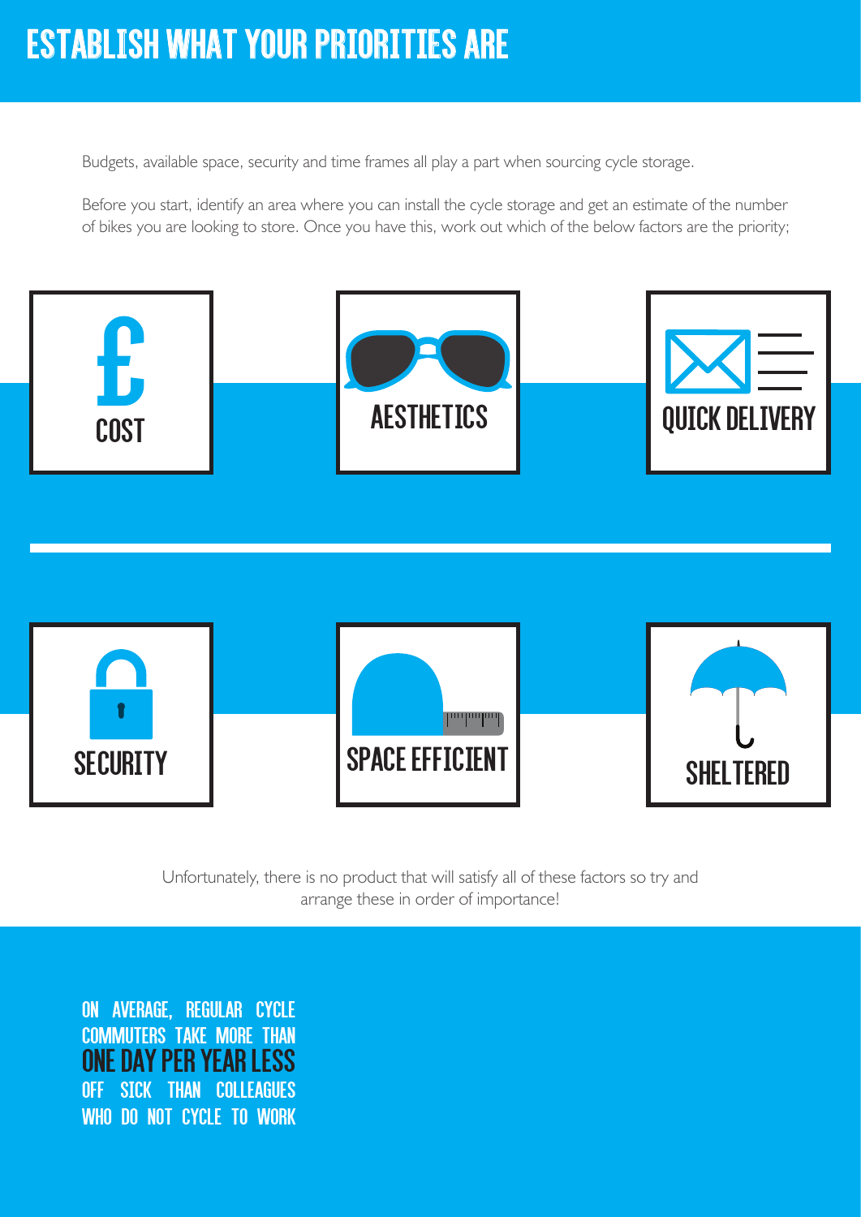# ESTABLISH WHAT YOUR PRIORITIES ARE

Budgets, available space, security and time frames all play a part when sourcing cycle storage.

Before you start, identify an area where you can install the cycle storage and get an estimate of the number of bikes you are looking to store. Once you have this, work out which of the below factors are the priority;

- £ COST
- AESTHETICS
- QUICK DELIVERY
- SECURITY
- SPACE EFFICIENT
- SHELTERED

Unfortunately, there is no product that will satisfy all of these factors so try and arrange these in order of importance!

ON AVERAGE, REGULAR CYCLE COMMUTERS TAKE MORE THAN **ONE DAY PER YEAR LESS** OFF SICK THAN COLLEAGUES WHO DO NOT CYCLE TO WORK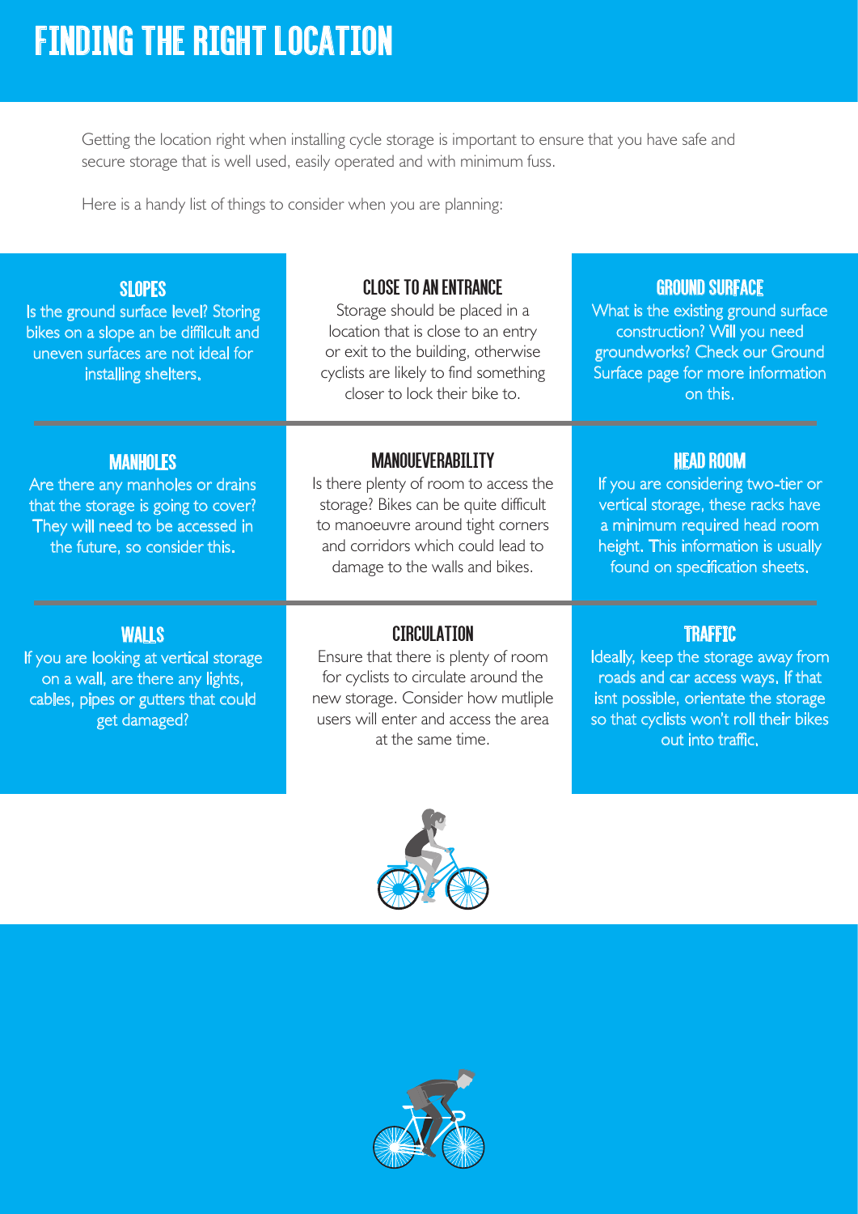# FINDING THE RIGHT LOCATION

Getting the location right when installing cycle storage is important to ensure that you have safe and secure storage that is well used, easily operated and with minimum fuss.

Here is a handy list of things to consider when you are planning:

### SLOPES

Is the ground surface level? Storing bikes on a slope an be difficult and uneven surfaces are not ideal for installing shelters.

### CLOSE TO AN ENTRANCE

Storage should be placed in a location that is close to an entry or exit to the building, otherwise cyclists are likely to find something closer to lock their bike to.

### GROUND SURFACE

What is the existing ground surface construction? Will you need groundworks? Check our Ground Surface page for more information on this.

### MANHOLES

Are there any manholes or drains that the storage is going to cover? They will need to be accessed in the future, so consider this.

### MANOUEVERABILITY

Is there plenty of room to access the storage? Bikes can be quite difficult to manoeuvre around tight corners and corridors which could lead to damage to the walls and bikes.

### HEAD ROOM

If you are considering two-tier or vertical storage, these racks have a minimum required head room height. This information is usually found on specification sheets.

### WALLS

If you are looking at vertical storage on a wall, are there any lights, cables, pipes or gutters that could get damaged?

### CIRCULATION

Ensure that there is plenty of room for cyclists to circulate around the new storage. Consider how mutliple users will enter and access the area at the same time.

### TRAFFIC

Ideally, keep the storage away from roads and car access ways. If that isnt possible, orientate the storage so that cyclists won't roll their bikes out into traffic.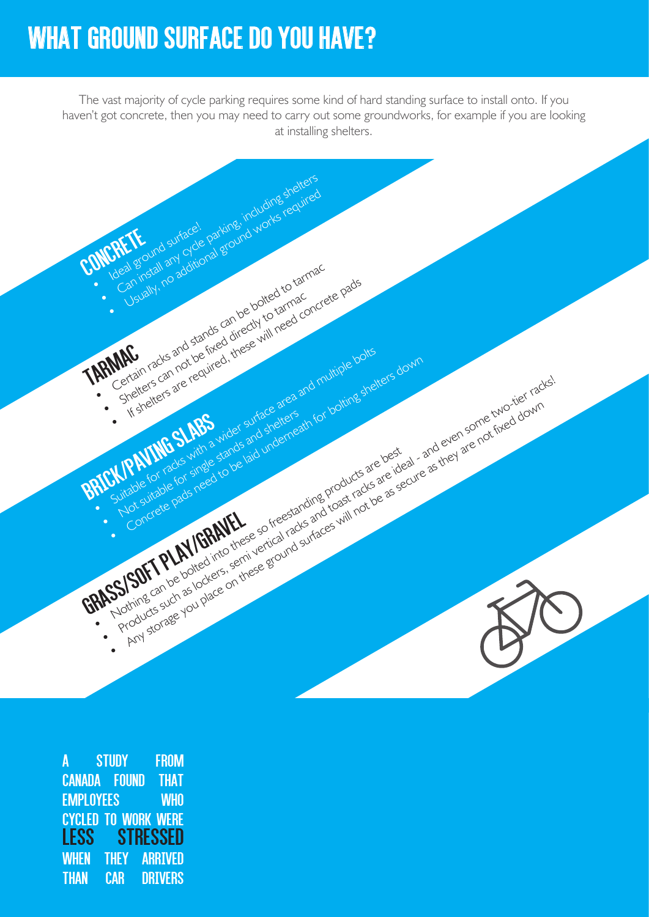# WHAT GROUND SURFACE DO YOU HAVE?

The vast majority of cycle parking requires some kind of hard standing surface to install onto. If you haven't got concrete, then you may need to carry out some groundworks, for example if you are looking at installing shelters.

## CONCRETE

- Ideal ground surface!
- Can install any cycle parking, including shelters
- Usually, no additional ground works required

## TARMAC

- Certain racks and stands can be bolted to tarmac
- Shelters can not be fixed directly to tarmac
- If shelters are required, these will need concrete pads

## BRICK/PAVING SLABS

- Suitable for racks with a wider surface area and multiple bolts
- Not suitable for single stands and shelters
- Concrete pads need to be laid underneath for bolting shelters down

## GRASS/SOFT PLAY/GRAVEL

- Nothing can be bolted into these so freestanding products are best
- Products such as lockers, semi vertical racks and toast racks are ideal - and even some two-tier racks!
- Any storage you place on these ground surfaces will not be as secure as they are not fixed down

A STUDY FROM CANADA FOUND THAT EMPLOYEES WHO CYCLED TO WORK WERE **LESS STRESSED** WHEN THEY ARRIVED THAN CAR DRIVERS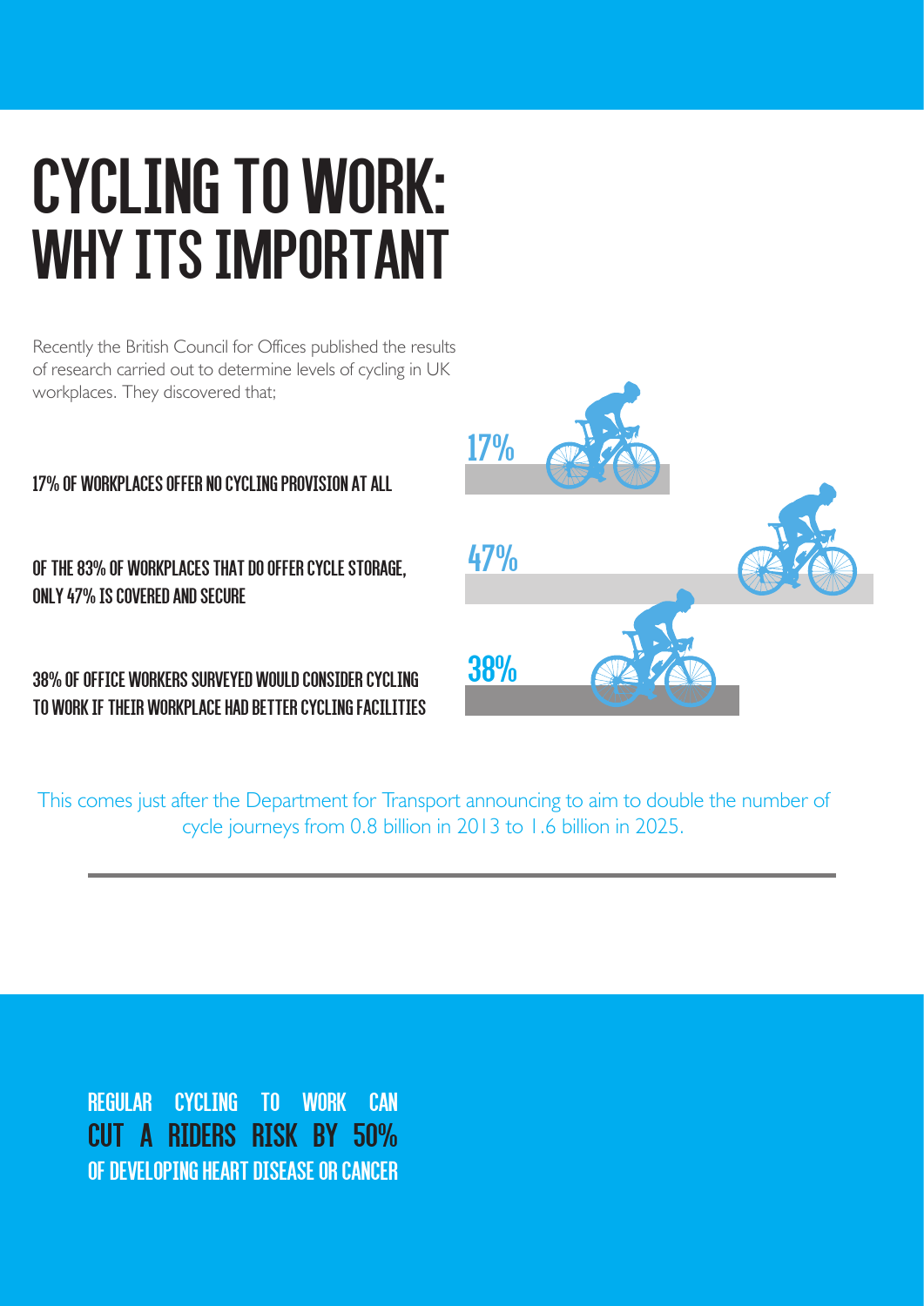# CYCLING TO WORK: WHY ITS IMPORTANT

Recently the British Council for Offices published the results of research carried out to determine levels of cycling in UK workplaces. They discovered that;

17% OF WORKPLACES OFFER NO CYCLING PROVISION AT ALL

OF THE 83% OF WORKPLACES THAT DO OFFER CYCLE STORAGE, ONLY 47% IS COVERED AND SECURE

38% OF OFFICE WORKERS SURVEYED WOULD CONSIDER CYCLING TO WORK IF THEIR WORKPLACE HAD BETTER CYCLING FACILITIES

17%

47%

38%

This comes just after the Department for Transport announcing to aim to double the number of cycle journeys from 0.8 billion in 2013 to 1.6 billion in 2025.

REGULAR CYCLING TO WORK CAN CUT A RIDERS RISK BY 50% OF DEVELOPING HEART DISEASE OR CANCER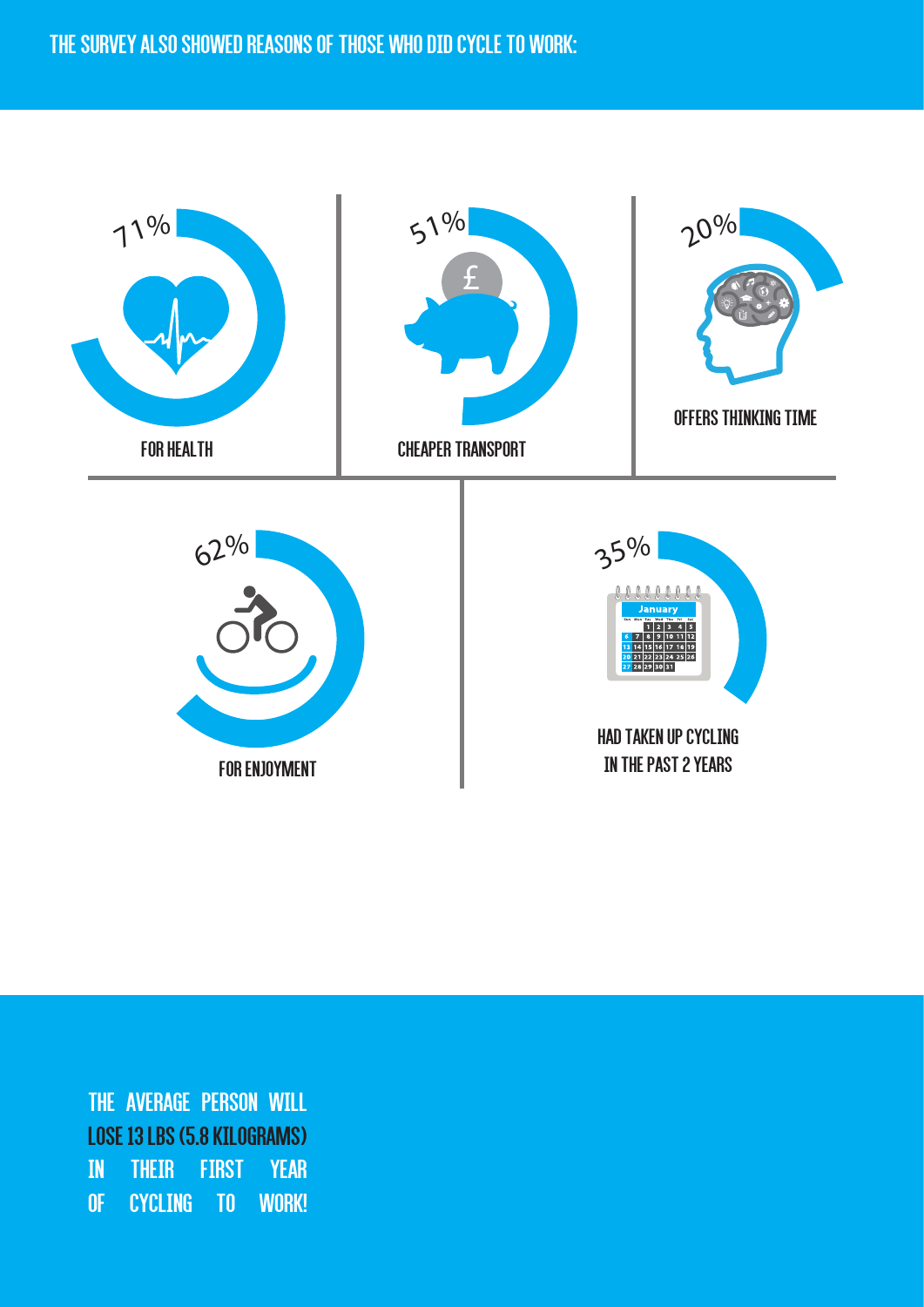## THE SURVEY ALSO SHOWED REASONS OF THOSE WHO DID CYCLE TO WORK:

71%

FOR HEALTH

51%

CHEAPER TRANSPORT

20%

OFFERS THINKING TIME

62%

FOR ENJOYMENT

35%

HAD TAKEN UP CYCLING IN THE PAST 2 YEARS

THE AVERAGE PERSON WILL **LOSE 13 LBS (5.8 KILOGRAMS)** IN THEIR FIRST YEAR OF CYCLING TO WORK!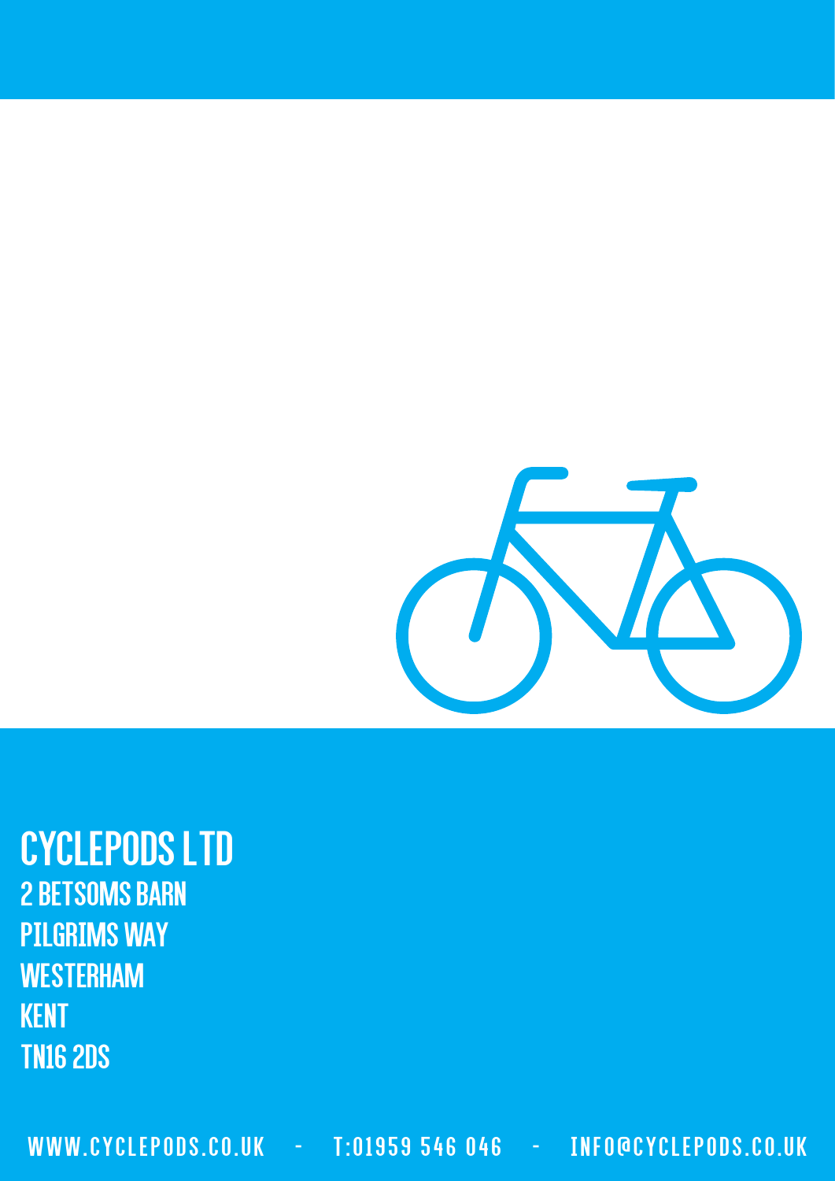# CYCLEPODS LTD

2 BETSOMS BARN
PILGRIMS WAY
WESTERHAM
KENT
TN16 2DS

WWW.CYCLEPODS.CO.UK - T:01959 546 046 - INFO@CYCLEPODS.CO.UK